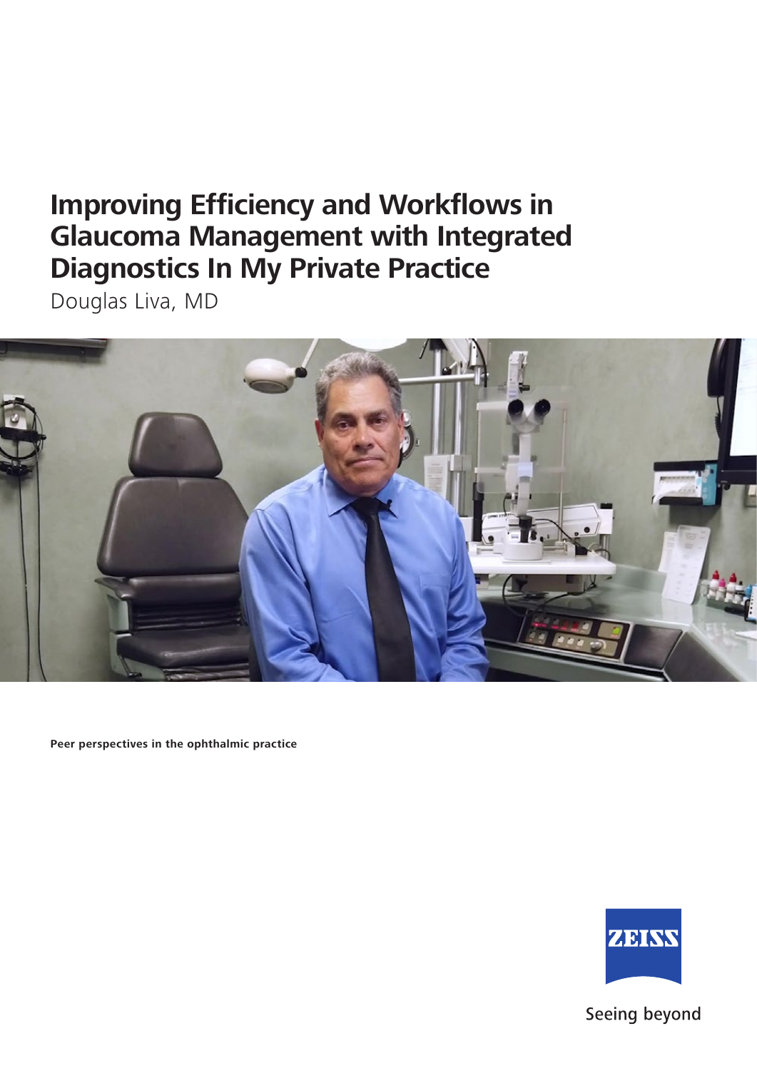# Improving Efficiency and Workflows in Glaucoma Management with Integrated Diagnostics In My Private Practice

Douglas Liva, MD

**Peer perspectives in the ophthalmic practice**

ZEISS

Seeing beyond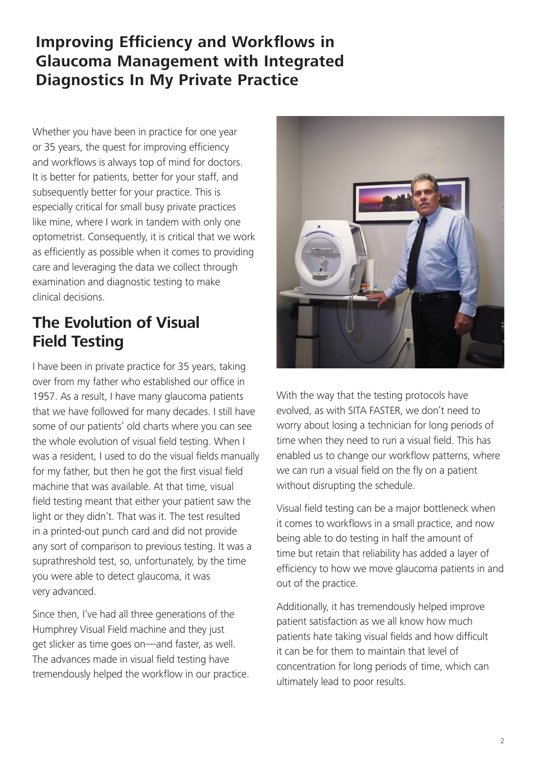# Improving Efficiency and Workflows in Glaucoma Management with Integrated Diagnostics In My Private Practice

Whether you have been in practice for one year or 35 years, the quest for improving efficiency and workflows is always top of mind for doctors. It is better for patients, better for your staff, and subsequently better for your practice. This is especially critical for small busy private practices like mine, where I work in tandem with only one optometrist. Consequently, it is critical that we work as efficiently as possible when it comes to providing care and leveraging the data we collect through examination and diagnostic testing to make clinical decisions.

## The Evolution of Visual Field Testing

I have been in private practice for 35 years, taking over from my father who established our office in 1957. As a result, I have many glaucoma patients that we have followed for many decades. I still have some of our patients' old charts where you can see the whole evolution of visual field testing. When I was a resident, I used to do the visual fields manually for my father, but then he got the first visual field machine that was available. At that time, visual field testing meant that either your patient saw the light or they didn't. That was it. The test resulted in a printed-out punch card and did not provide any sort of comparison to previous testing. It was a suprathreshold test, so, unfortunately, by the time you were able to detect glaucoma, it was very advanced.

Since then, I've had all three generations of the Humphrey Visual Field machine and they just get slicker as time goes on—and faster, as well. The advances made in visual field testing have tremendously helped the workflow in our practice.

With the way that the testing protocols have evolved, as with SITA FASTER, we don't need to worry about losing a technician for long periods of time when they need to run a visual field. This has enabled us to change our workflow patterns, where we can run a visual field on the fly on a patient without disrupting the schedule.

Visual field testing can be a major bottleneck when it comes to workflows in a small practice, and now being able to do testing in half the amount of time but retain that reliability has added a layer of efficiency to how we move glaucoma patients in and out of the practice.

Additionally, it has tremendously helped improve patient satisfaction as we all know how much patients hate taking visual fields and how difficult it can be for them to maintain that level of concentration for long periods of time, which can ultimately lead to poor results.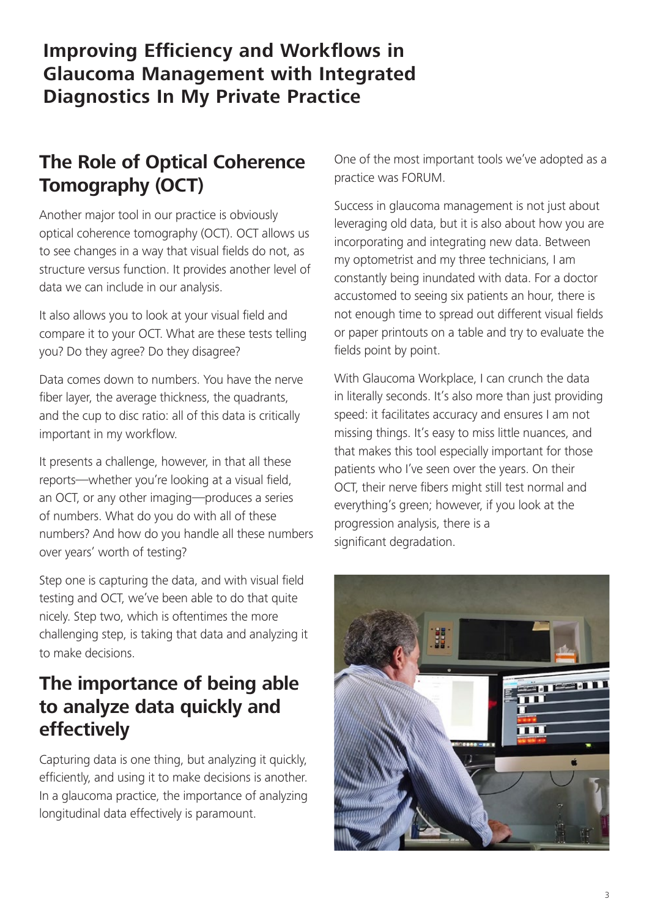# Improving Efficiency and Workflows in Glaucoma Management with Integrated Diagnostics In My Private Practice

## The Role of Optical Coherence Tomography (OCT)

Another major tool in our practice is obviously optical coherence tomography (OCT). OCT allows us to see changes in a way that visual fields do not, as structure versus function. It provides another level of data we can include in our analysis.

It also allows you to look at your visual field and compare it to your OCT. What are these tests telling you? Do they agree? Do they disagree?

Data comes down to numbers. You have the nerve fiber layer, the average thickness, the quadrants, and the cup to disc ratio: all of this data is critically important in my workflow.

It presents a challenge, however, in that all these reports—whether you're looking at a visual field, an OCT, or any other imaging—produces a series of numbers. What do you do with all of these numbers? And how do you handle all these numbers over years' worth of testing?

Step one is capturing the data, and with visual field testing and OCT, we've been able to do that quite nicely. Step two, which is oftentimes the more challenging step, is taking that data and analyzing it to make decisions.

## The importance of being able to analyze data quickly and effectively

Capturing data is one thing, but analyzing it quickly, efficiently, and using it to make decisions is another. In a glaucoma practice, the importance of analyzing longitudinal data effectively is paramount.

One of the most important tools we've adopted as a practice was FORUM.

Success in glaucoma management is not just about leveraging old data, but it is also about how you are incorporating and integrating new data. Between my optometrist and my three technicians, I am constantly being inundated with data. For a doctor accustomed to seeing six patients an hour, there is not enough time to spread out different visual fields or paper printouts on a table and try to evaluate the fields point by point.

With Glaucoma Workplace, I can crunch the data in literally seconds. It's also more than just providing speed: it facilitates accuracy and ensures I am not missing things. It's easy to miss little nuances, and that makes this tool especially important for those patients who I've seen over the years. On their OCT, their nerve fibers might still test normal and everything's green; however, if you look at the progression analysis, there is a significant degradation.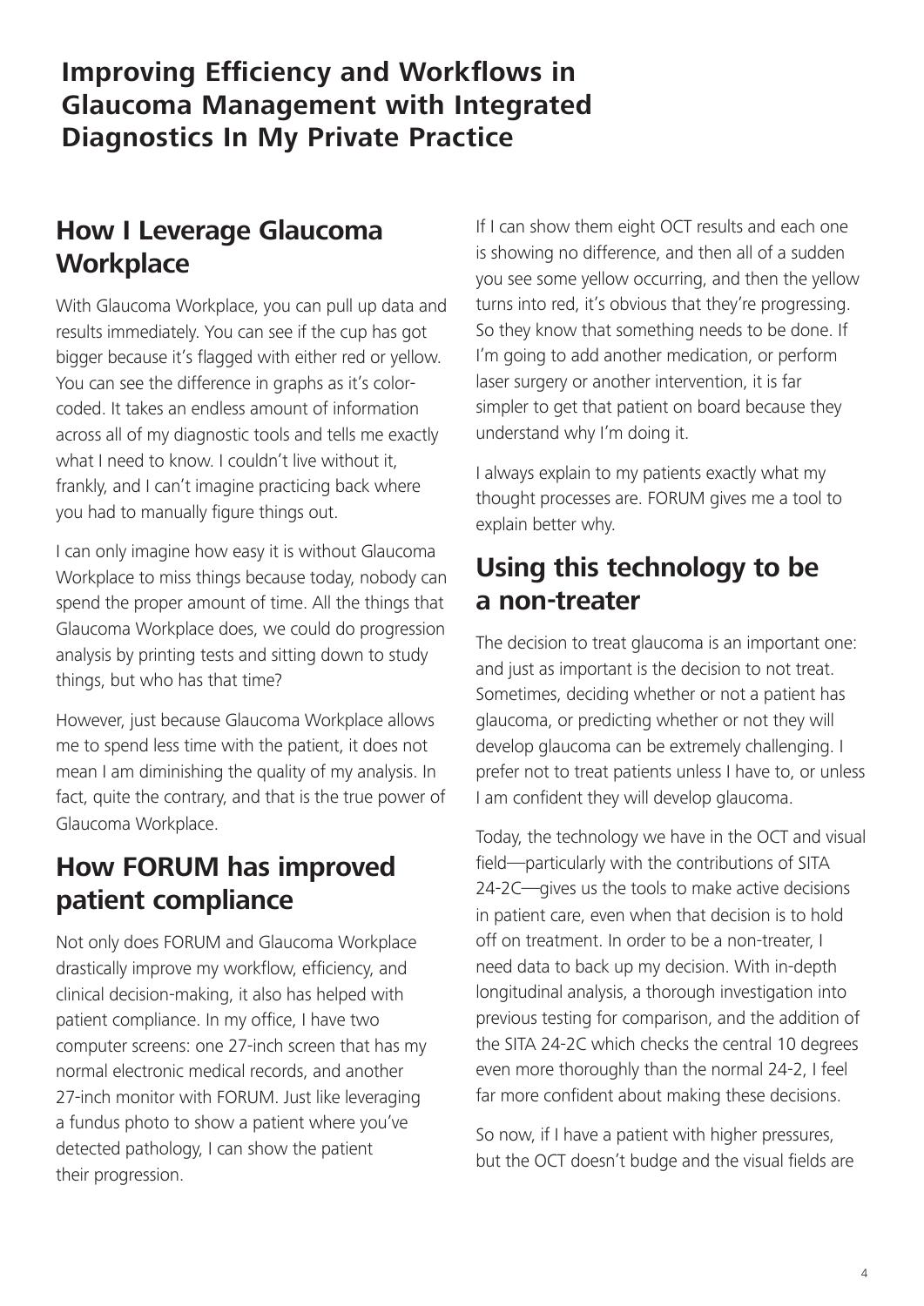## Improving Efficiency and Workflows in Glaucoma Management with Integrated Diagnostics In My Private Practice

### How I Leverage Glaucoma Workplace

With Glaucoma Workplace, you can pull up data and results immediately. You can see if the cup has got bigger because it's flagged with either red or yellow. You can see the difference in graphs as it's color-coded. It takes an endless amount of information across all of my diagnostic tools and tells me exactly what I need to know. I couldn't live without it, frankly, and I can't imagine practicing back where you had to manually figure things out.

I can only imagine how easy it is without Glaucoma Workplace to miss things because today, nobody can spend the proper amount of time. All the things that Glaucoma Workplace does, we could do progression analysis by printing tests and sitting down to study things, but who has that time?

However, just because Glaucoma Workplace allows me to spend less time with the patient, it does not mean I am diminishing the quality of my analysis. In fact, quite the contrary, and that is the true power of Glaucoma Workplace.

### How FORUM has improved patient compliance

Not only does FORUM and Glaucoma Workplace drastically improve my workflow, efficiency, and clinical decision-making, it also has helped with patient compliance. In my office, I have two computer screens: one 27-inch screen that has my normal electronic medical records, and another 27-inch monitor with FORUM. Just like leveraging a fundus photo to show a patient where you've detected pathology, I can show the patient their progression.

If I can show them eight OCT results and each one is showing no difference, and then all of a sudden you see some yellow occurring, and then the yellow turns into red, it's obvious that they're progressing. So they know that something needs to be done. If I'm going to add another medication, or perform laser surgery or another intervention, it is far simpler to get that patient on board because they understand why I'm doing it.

I always explain to my patients exactly what my thought processes are. FORUM gives me a tool to explain better why.

### Using this technology to be a non-treater

The decision to treat glaucoma is an important one: and just as important is the decision to not treat. Sometimes, deciding whether or not a patient has glaucoma, or predicting whether or not they will develop glaucoma can be extremely challenging. I prefer not to treat patients unless I have to, or unless I am confident they will develop glaucoma.

Today, the technology we have in the OCT and visual field—particularly with the contributions of SITA 24-2C—gives us the tools to make active decisions in patient care, even when that decision is to hold off on treatment. In order to be a non-treater, I need data to back up my decision. With in-depth longitudinal analysis, a thorough investigation into previous testing for comparison, and the addition of the SITA 24-2C which checks the central 10 degrees even more thoroughly than the normal 24-2, I feel far more confident about making these decisions.

So now, if I have a patient with higher pressures, but the OCT doesn't budge and the visual fields are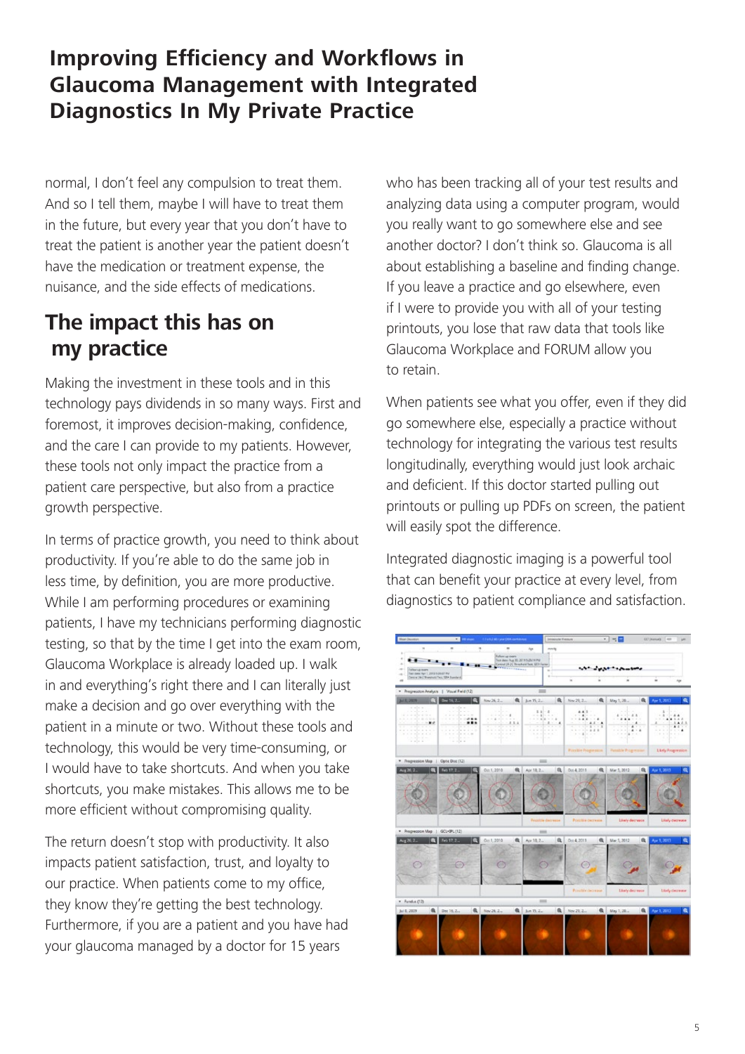# Improving Efficiency and Workflows in Glaucoma Management with Integrated Diagnostics In My Private Practice

normal, I don't feel any compulsion to treat them. And so I tell them, maybe I will have to treat them in the future, but every year that you don't have to treat the patient is another year the patient doesn't have the medication or treatment expense, the nuisance, and the side effects of medications.

## The impact this has on my practice

Making the investment in these tools and in this technology pays dividends in so many ways. First and foremost, it improves decision-making, confidence, and the care I can provide to my patients. However, these tools not only impact the practice from a patient care perspective, but also from a practice growth perspective.

In terms of practice growth, you need to think about productivity. If you're able to do the same job in less time, by definition, you are more productive. While I am performing procedures or examining patients, I have my technicians performing diagnostic testing, so that by the time I get into the exam room, Glaucoma Workplace is already loaded up. I walk in and everything's right there and I can literally just make a decision and go over everything with the patient in a minute or two. Without these tools and technology, this would be very time-consuming, or I would have to take shortcuts. And when you take shortcuts, you make mistakes. This allows me to be more efficient without compromising quality.

The return doesn't stop with productivity. It also impacts patient satisfaction, trust, and loyalty to our practice. When patients come to my office, they know they're getting the best technology. Furthermore, if you are a patient and you have had your glaucoma managed by a doctor for 15 years who has been tracking all of your test results and analyzing data using a computer program, would you really want to go somewhere else and see another doctor? I don't think so. Glaucoma is all about establishing a baseline and finding change. If you leave a practice and go elsewhere, even if I were to provide you with all of your testing printouts, you lose that raw data that tools like Glaucoma Workplace and FORUM allow you to retain.

When patients see what you offer, even if they did go somewhere else, especially a practice without technology for integrating the various test results longitudinally, everything would just look archaic and deficient. If this doctor started pulling out printouts or pulling up PDFs on screen, the patient will easily spot the difference.

Integrated diagnostic imaging is a powerful tool that can benefit your practice at every level, from diagnostics to patient compliance and satisfaction.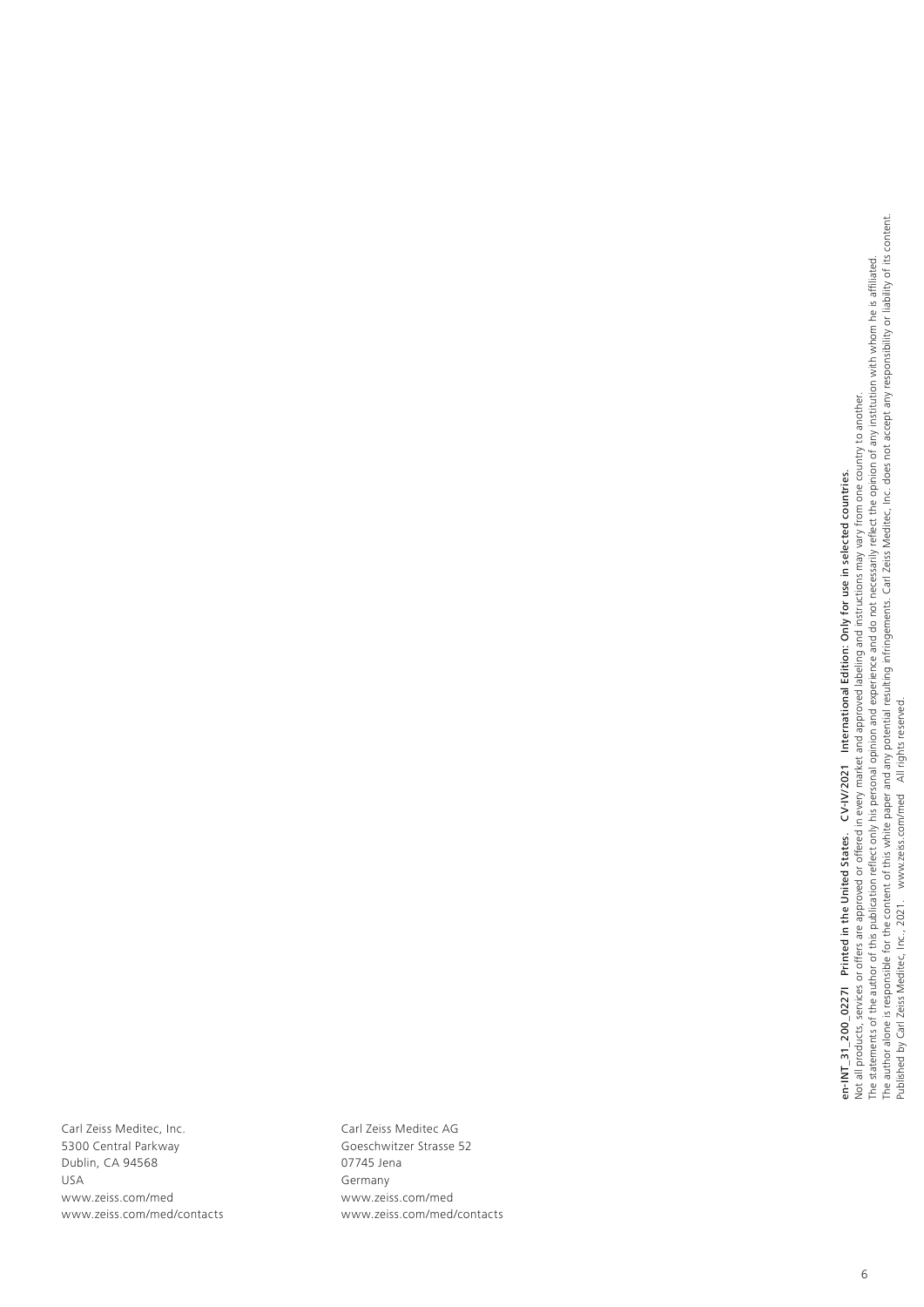en-INT_31_200_0227I Printed in the United States. CV-IV/2021 International Edition: Only for use in selected countries.
Not all products, services or offers are approved or offered in every market and approved labeling and instructions may vary from one country to another.
The statements of the author of this publication reflect only his personal opinion and experience and do not necessarily reflect the opinion of any institution with whom he is affiliated.
The author alone is responsible for the content of this white paper and any potential resulting infringements. Carl Zeiss Meditec, Inc. does not accept any responsibility or liability of its content.
Published by Carl Zeiss Meditec, Inc., 2021. www.zeiss.com/med All rights reserved.

Carl Zeiss Meditec, Inc.
5300 Central Parkway
Dublin, CA 94568
USA
www.zeiss.com/med
www.zeiss.com/med/contacts

Carl Zeiss Meditec AG
Goeschwitzer Strasse 52
07745 Jena
Germany
www.zeiss.com/med
www.zeiss.com/med/contacts